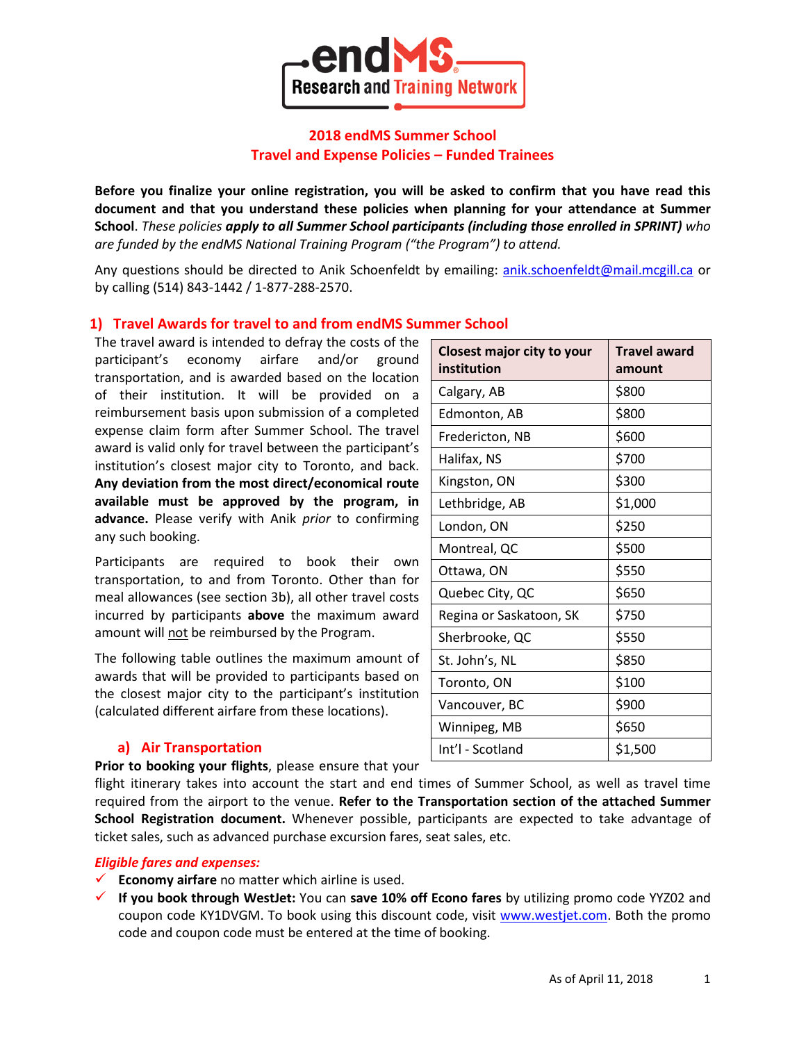endMS Research and Training Network

## 2018 endMS Summer School
## Travel and Expense Policies – Funded Trainees

**Before you finalize your online registration, you will be asked to confirm that you have read this document and that you understand these policies when planning for your attendance at Summer School**. *These policies* ***apply to all Summer School participants (including those enrolled in SPRINT)*** *who are funded by the endMS National Training Program ("the Program") to attend.*

Any questions should be directed to Anik Schoenfeldt by emailing: anik.schoenfeldt@mail.mcgill.ca or by calling (514) 843-1442 / 1-877-288-2570.

### 1) Travel Awards for travel to and from endMS Summer School

The travel award is intended to defray the costs of the participant's economy airfare and/or ground transportation, and is awarded based on the location of their institution. It will be provided on a reimbursement basis upon submission of a completed expense claim form after Summer School. The travel award is valid only for travel between the participant's institution's closest major city to Toronto, and back. **Any deviation from the most direct/economical route available must be approved by the program, in advance.** Please verify with Anik *prior* to confirming any such booking.

Participants are required to book their own transportation, to and from Toronto. Other than for meal allowances (see section 3b), all other travel costs incurred by participants **above** the maximum award amount will not be reimbursed by the Program.

The following table outlines the maximum amount of awards that will be provided to participants based on the closest major city to the participant's institution (calculated different airfare from these locations).

| Closest major city to your institution | Travel award amount |
|---|---|
| Calgary, AB | $800 |
| Edmonton, AB | $800 |
| Fredericton, NB | $600 |
| Halifax, NS | $700 |
| Kingston, ON | $300 |
| Lethbridge, AB | $1,000 |
| London, ON | $250 |
| Montreal, QC | $500 |
| Ottawa, ON | $550 |
| Quebec City, QC | $650 |
| Regina or Saskatoon, SK | $750 |
| Sherbrooke, QC | $550 |
| St. John's, NL | $850 |
| Toronto, ON | $100 |
| Vancouver, BC | $900 |
| Winnipeg, MB | $650 |
| Int'l - Scotland | $1,500 |

#### a) Air Transportation

**Prior to booking your flights**, please ensure that your flight itinerary takes into account the start and end times of Summer School, as well as travel time required from the airport to the venue. **Refer to the Transportation section of the attached Summer School Registration document.** Whenever possible, participants are expected to take advantage of ticket sales, such as advanced purchase excursion fares, seat sales, etc.

***Eligible fares and expenses:***

- ✓ **Economy airfare** no matter which airline is used.
- ✓ **If you book through WestJet:** You can **save 10% off Econo fares** by utilizing promo code YYZ02 and coupon code KY1DVGM. To book using this discount code, visit www.westjet.com. Both the promo code and coupon code must be entered at the time of booking.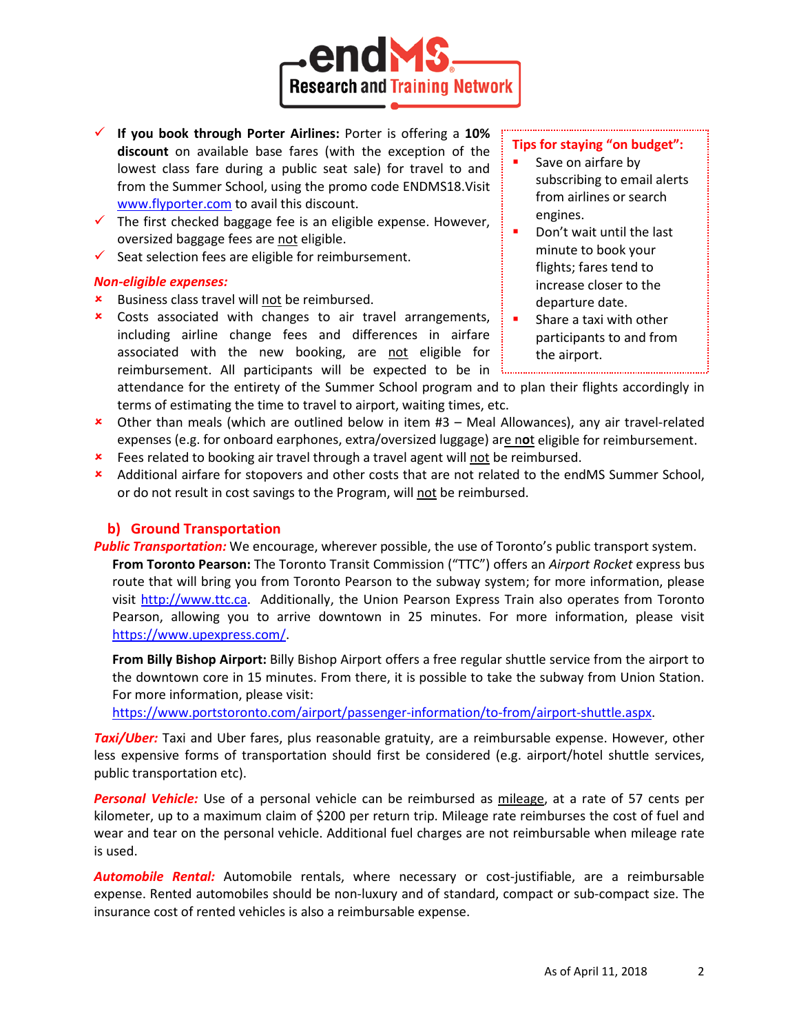- ✓ **If you book through Porter Airlines:** Porter is offering a **10% discount** on available base fares (with the exception of the lowest class fare during a public seat sale) for travel to and from the Summer School, using the promo code ENDMS18.Visit www.flyporter.com to avail this discount.
- ✓ The first checked baggage fee is an eligible expense. However, oversized baggage fees are not eligible.
- ✓ Seat selection fees are eligible for reimbursement.

> **Tips for staying "on budget":**
> - Save on airfare by subscribing to email alerts from airlines or search engines.
> - Don't wait until the last minute to book your flights; fares tend to increase closer to the departure date.
> - Share a taxi with other participants to and from the airport.

***Non-eligible expenses:***

- ✗ Business class travel will not be reimbursed.
- ✗ Costs associated with changes to air travel arrangements, including airline change fees and differences in airfare associated with the new booking, are not eligible for reimbursement. All participants will be expected to be in attendance for the entirety of the Summer School program and to plan their flights accordingly in terms of estimating the time to travel to airport, waiting times, etc.
- ✗ Other than meals (which are outlined below in item #3 – Meal Allowances), any air travel-related expenses (e.g. for onboard earphones, extra/oversized luggage) are **not** eligible for reimbursement.
- ✗ Fees related to booking air travel through a travel agent will not be reimbursed.
- ✗ Additional airfare for stopovers and other costs that are not related to the endMS Summer School, or do not result in cost savings to the Program, will not be reimbursed.

## b) Ground Transportation

***Public Transportation:*** We encourage, wherever possible, the use of Toronto's public transport system.

**From Toronto Pearson:** The Toronto Transit Commission ("TTC") offers an *Airport Rocket* express bus route that will bring you from Toronto Pearson to the subway system; for more information, please visit http://www.ttc.ca. Additionally, the Union Pearson Express Train also operates from Toronto Pearson, allowing you to arrive downtown in 25 minutes. For more information, please visit https://www.upexpress.com/.

**From Billy Bishop Airport:** Billy Bishop Airport offers a free regular shuttle service from the airport to the downtown core in 15 minutes. From there, it is possible to take the subway from Union Station. For more information, please visit: https://www.portstoronto.com/airport/passenger-information/to-from/airport-shuttle.aspx.

***Taxi/Uber:*** Taxi and Uber fares, plus reasonable gratuity, are a reimbursable expense. However, other less expensive forms of transportation should first be considered (e.g. airport/hotel shuttle services, public transportation etc).

***Personal Vehicle:*** Use of a personal vehicle can be reimbursed as mileage, at a rate of 57 cents per kilometer, up to a maximum claim of $200 per return trip. Mileage rate reimburses the cost of fuel and wear and tear on the personal vehicle. Additional fuel charges are not reimbursable when mileage rate is used.

***Automobile Rental:*** Automobile rentals, where necessary or cost-justifiable, are a reimbursable expense. Rented automobiles should be non-luxury and of standard, compact or sub-compact size. The insurance cost of rented vehicles is also a reimbursable expense.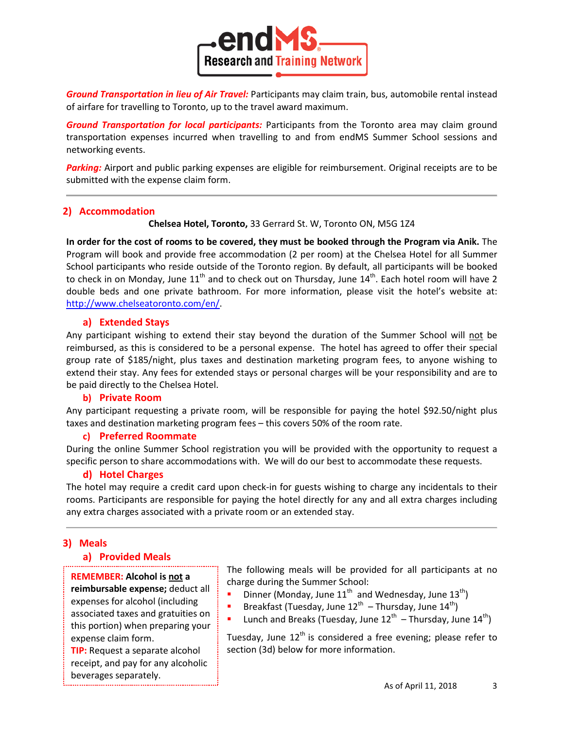**Ground Transportation in lieu of Air Travel:** Participants may claim train, bus, automobile rental instead of airfare for travelling to Toronto, up to the travel award maximum.

**Ground Transportation for local participants:** Participants from the Toronto area may claim ground transportation expenses incurred when travelling to and from endMS Summer School sessions and networking events.

**Parking:** Airport and public parking expenses are eligible for reimbursement. Original receipts are to be submitted with the expense claim form.

---

## 2) Accommodation

**Chelsea Hotel, Toronto,** 33 Gerrard St. W, Toronto ON, M5G 1Z4

**In order for the cost of rooms to be covered, they must be booked through the Program via Anik.** The Program will book and provide free accommodation (2 per room) at the Chelsea Hotel for all Summer School participants who reside outside of the Toronto region. By default, all participants will be booked to check in on Monday, June 11th and to check out on Thursday, June 14th. Each hotel room will have 2 double beds and one private bathroom. For more information, please visit the hotel's website at: http://www.chelseatoronto.com/en/.

### a) Extended Stays

Any participant wishing to extend their stay beyond the duration of the Summer School will not be reimbursed, as this is considered to be a personal expense. The hotel has agreed to offer their special group rate of $185/night, plus taxes and destination marketing program fees, to anyone wishing to extend their stay. Any fees for extended stays or personal charges will be your responsibility and are to be paid directly to the Chelsea Hotel.

### b) Private Room

Any participant requesting a private room, will be responsible for paying the hotel $92.50/night plus taxes and destination marketing program fees – this covers 50% of the room rate.

### c) Preferred Roommate

During the online Summer School registration you will be provided with the opportunity to request a specific person to share accommodations with. We will do our best to accommodate these requests.

### d) Hotel Charges

The hotel may require a credit card upon check-in for guests wishing to charge any incidentals to their rooms. Participants are responsible for paying the hotel directly for any and all extra charges including any extra charges associated with a private room or an extended stay.

---

## 3) Meals

### a) Provided Meals

The following meals will be provided for all participants at no charge during the Summer School:

- Dinner (Monday, June 11th and Wednesday, June 13th)
- Breakfast (Tuesday, June 12th – Thursday, June 14th)
- Lunch and Breaks (Tuesday, June 12th – Thursday, June 14th)

Tuesday, June 12th is considered a free evening; please refer to section (3d) below for more information.

> **REMEMBER: Alcohol is not a reimbursable expense;** deduct all expenses for alcohol (including associated taxes and gratuities on this portion) when preparing your expense claim form.
> **TIP:** Request a separate alcohol receipt, and pay for any alcoholic beverages separately.

As of April 11, 2018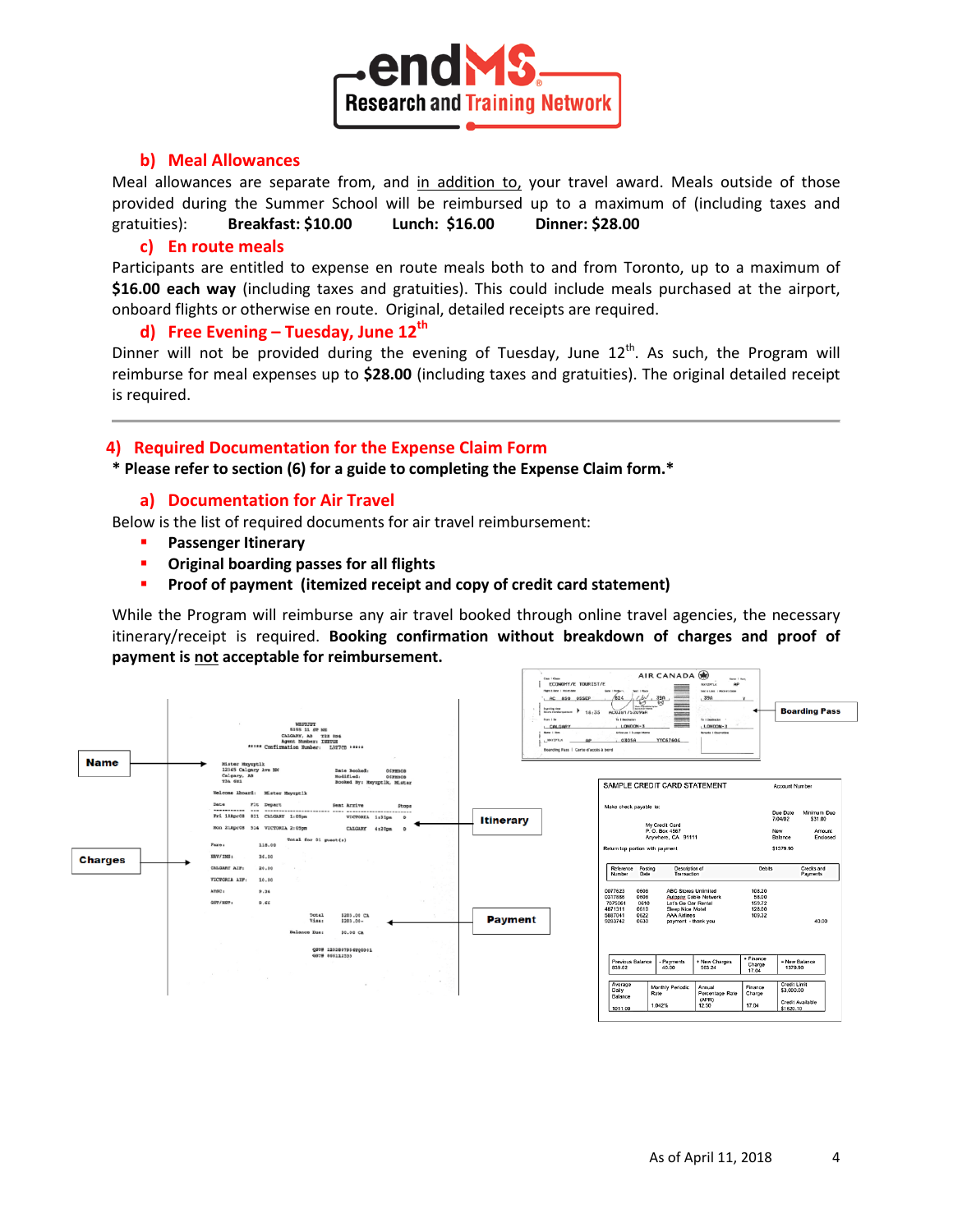### b) Meal Allowances

Meal allowances are separate from, and in addition to, your travel award. Meals outside of those provided during the Summer School will be reimbursed up to a maximum of (including taxes and gratuities): **Breakfast: $10.00** **Lunch: $16.00** **Dinner: $28.00**

### c) En route meals

Participants are entitled to expense en route meals both to and from Toronto, up to a maximum of **$16.00 each way** (including taxes and gratuities). This could include meals purchased at the airport, onboard flights or otherwise en route. Original, detailed receipts are required.

### d) Free Evening – Tuesday, June 12th

Dinner will not be provided during the evening of Tuesday, June 12th. As such, the Program will reimburse for meal expenses up to **$28.00** (including taxes and gratuities). The original detailed receipt is required.

---

## 4) Required Documentation for the Expense Claim Form

**\* Please refer to section (6) for a guide to completing the Expense Claim form.\***

### a) Documentation for Air Travel

Below is the list of required documents for air travel reimbursement:

- **Passenger Itinerary**
- **Original boarding passes for all flights**
- **Proof of payment (itemized receipt and copy of credit card statement)**

While the Program will reimburse any air travel booked through online travel agencies, the necessary itinerary/receipt is required. **Booking confirmation without breakdown of charges and proof of payment is not acceptable for reimbursement.**

Name | Charges | Itinerary | Payment | Boarding Pass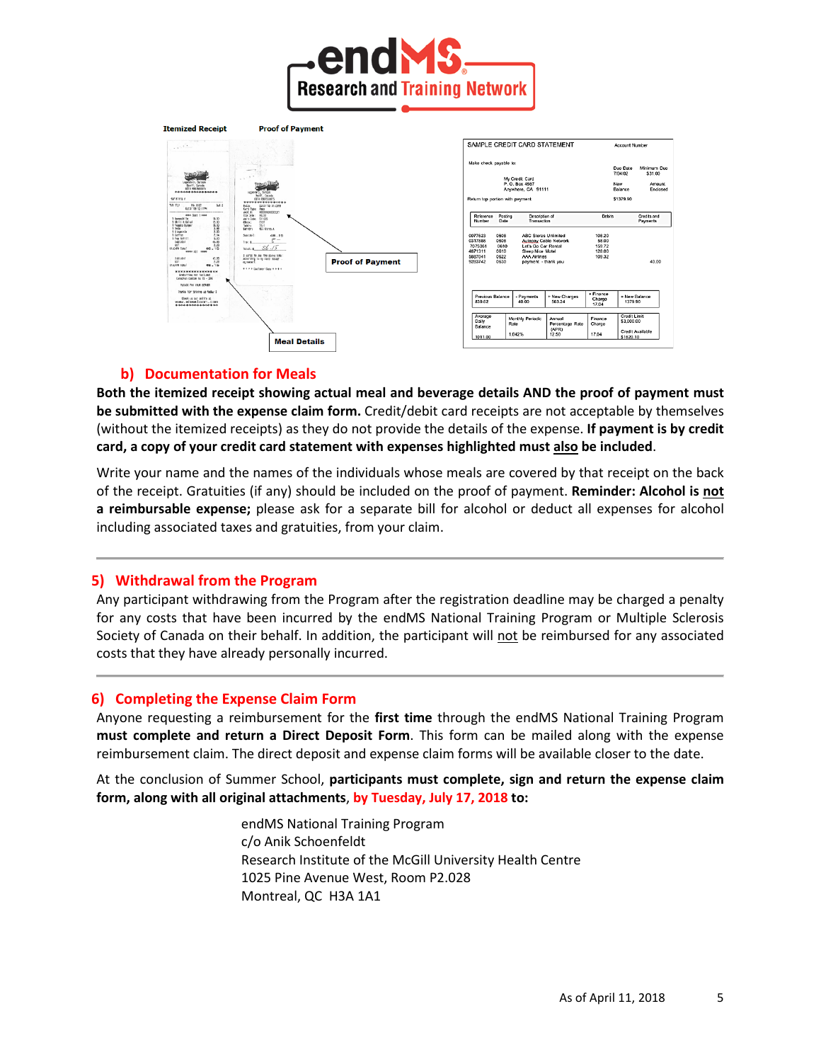## b) Documentation for Meals

**Both the itemized receipt showing actual meal and beverage details AND the proof of payment must be submitted with the expense claim form.** Credit/debit card receipts are not acceptable by themselves (without the itemized receipts) as they do not provide the details of the expense. **If payment is by credit card, a copy of your credit card statement with expenses highlighted must also be included**.

Write your name and the names of the individuals whose meals are covered by that receipt on the back of the receipt. Gratuities (if any) should be included on the proof of payment. **Reminder: Alcohol is not a reimbursable expense;** please ask for a separate bill for alcohol or deduct all expenses for alcohol including associated taxes and gratuities, from your claim.

## 5) Withdrawal from the Program

Any participant withdrawing from the Program after the registration deadline may be charged a penalty for any costs that have been incurred by the endMS National Training Program or Multiple Sclerosis Society of Canada on their behalf. In addition, the participant will not be reimbursed for any associated costs that they have already personally incurred.

## 6) Completing the Expense Claim Form

Anyone requesting a reimbursement for the **first time** through the endMS National Training Program **must complete and return a Direct Deposit Form**. This form can be mailed along with the expense reimbursement claim. The direct deposit and expense claim forms will be available closer to the date.

At the conclusion of Summer School, **participants must complete, sign and return the expense claim form, along with all original attachments, by Tuesday, July 17, 2018 to:**

endMS National Training Program
c/o Anik Schoenfeldt
Research Institute of the McGill University Health Centre
1025 Pine Avenue West, Room P2.028
Montreal, QC H3A 1A1

As of April 11, 2018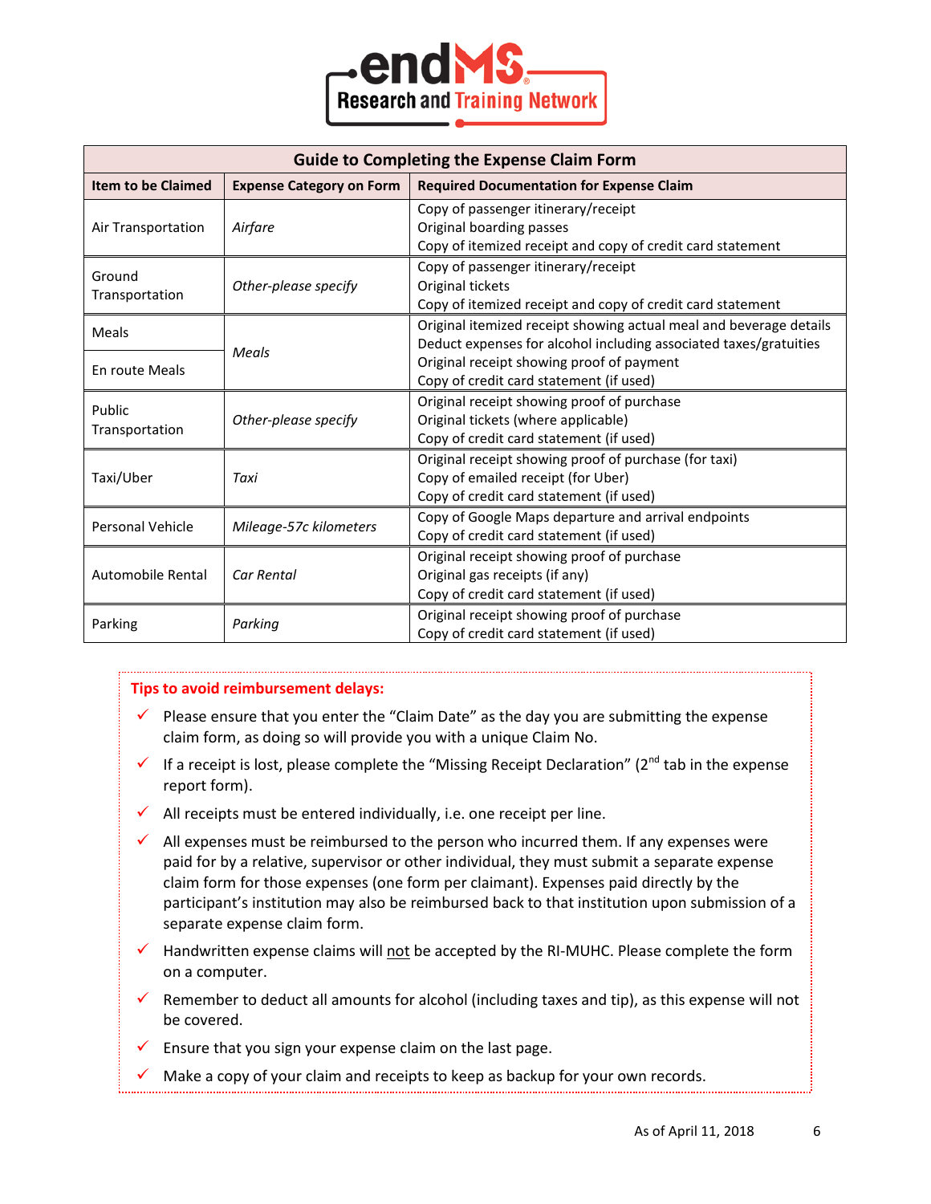| Guide to Completing the Expense Claim Form | | |
|---|---|---|
| **Item to be Claimed** | **Expense Category on Form** | **Required Documentation for Expense Claim** |
| Air Transportation | *Airfare* | Copy of passenger itinerary/receipt<br>Original boarding passes<br>Copy of itemized receipt and copy of credit card statement |
| Ground Transportation | *Other-please specify* | Copy of passenger itinerary/receipt<br>Original tickets<br>Copy of itemized receipt and copy of credit card statement |
| Meals | *Meals* | Original itemized receipt showing actual meal and beverage details<br>Deduct expenses for alcohol including associated taxes/gratuities<br>Original receipt showing proof of payment<br>Copy of credit card statement (if used) |
| En route Meals | | |
| Public Transportation | *Other-please specify* | Original receipt showing proof of purchase<br>Original tickets (where applicable)<br>Copy of credit card statement (if used) |
| Taxi/Uber | *Taxi* | Original receipt showing proof of purchase (for taxi)<br>Copy of emailed receipt (for Uber)<br>Copy of credit card statement (if used) |
| Personal Vehicle | *Mileage-57c kilometers* | Copy of Google Maps departure and arrival endpoints<br>Copy of credit card statement (if used) |
| Automobile Rental | *Car Rental* | Original receipt showing proof of purchase<br>Original gas receipts (if any)<br>Copy of credit card statement (if used) |
| Parking | *Parking* | Original receipt showing proof of purchase<br>Copy of credit card statement (if used) |

**Tips to avoid reimbursement delays:**

- ✓ Please ensure that you enter the "Claim Date" as the day you are submitting the expense claim form, as doing so will provide you with a unique Claim No.
- ✓ If a receipt is lost, please complete the "Missing Receipt Declaration" (2nd tab in the expense report form).
- ✓ All receipts must be entered individually, i.e. one receipt per line.
- ✓ All expenses must be reimbursed to the person who incurred them. If any expenses were paid for by a relative, supervisor or other individual, they must submit a separate expense claim form for those expenses (one form per claimant). Expenses paid directly by the participant's institution may also be reimbursed back to that institution upon submission of a separate expense claim form.
- ✓ Handwritten expense claims will not be accepted by the RI-MUHC. Please complete the form on a computer.
- ✓ Remember to deduct all amounts for alcohol (including taxes and tip), as this expense will not be covered.
- ✓ Ensure that you sign your expense claim on the last page.
- ✓ Make a copy of your claim and receipts to keep as backup for your own records.

As of April 11, 2018